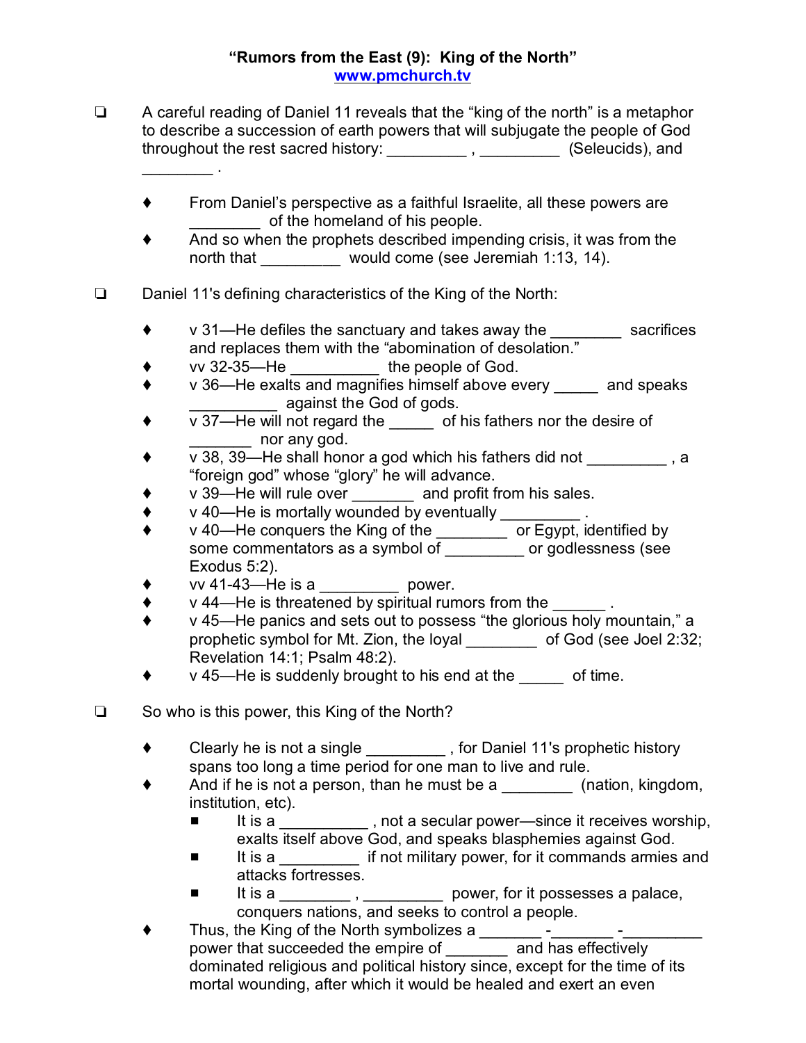**"Rumors from the East (9): King of the North"**
**www.pmchurch.tv**

❑ A careful reading of Daniel 11 reveals that the "king of the north" is a metaphor to describe a succession of earth powers that will subjugate the people of God throughout the rest sacred history: _________ , _________ (Seleucids), and ________ .

- ♦ From Daniel's perspective as a faithful Israelite, all these powers are ________ of the homeland of his people.
- ♦ And so when the prophets described impending crisis, it was from the north that _________ would come (see Jeremiah 1:13, 14).

❑ Daniel 11's defining characteristics of the King of the North:

- ♦ v 31—He defiles the sanctuary and takes away the ________ sacrifices and replaces them with the "abomination of desolation."
- ♦ vv 32-35—He __________ the people of God.
- ♦ v 36—He exalts and magnifies himself above every _____ and speaks __________ against the God of gods.
- ♦ v 37—He will not regard the _____ of his fathers nor the desire of _______ nor any god.
- ♦ v 38, 39—He shall honor a god which his fathers did not _________ , a "foreign god" whose "glory" he will advance.
- ♦ v 39—He will rule over _______ and profit from his sales.
- ♦ v 40—He is mortally wounded by eventually _________ .
- ♦ v 40—He conquers the King of the ________ or Egypt, identified by some commentators as a symbol of _________ or godlessness (see Exodus 5:2).
- ♦ vv 41-43—He is a _________ power.
- ♦ v 44—He is threatened by spiritual rumors from the ______ .
- ♦ v 45—He panics and sets out to possess "the glorious holy mountain," a prophetic symbol for Mt. Zion, the loyal ________ of God (see Joel 2:32; Revelation 14:1; Psalm 48:2).
- ♦ v 45—He is suddenly brought to his end at the _____ of time.

❑ So who is this power, this King of the North?

- ♦ Clearly he is not a single _________ , for Daniel 11's prophetic history spans too long a time period for one man to live and rule.
- ♦ And if he is not a person, than he must be a ________ (nation, kingdom, institution, etc).
  - ■ It is a __________ , not a secular power—since it receives worship, exalts itself above God, and speaks blasphemies against God.
  - ■ It is a _________ if not military power, for it commands armies and attacks fortresses.
  - ■ It is a ________ , _________ power, for it possesses a palace, conquers nations, and seeks to control a people.
- ♦ Thus, the King of the North symbolizes a _______ -_______ -_________ power that succeeded the empire of _______ and has effectively dominated religious and political history since, except for the time of its mortal wounding, after which it would be healed and exert an even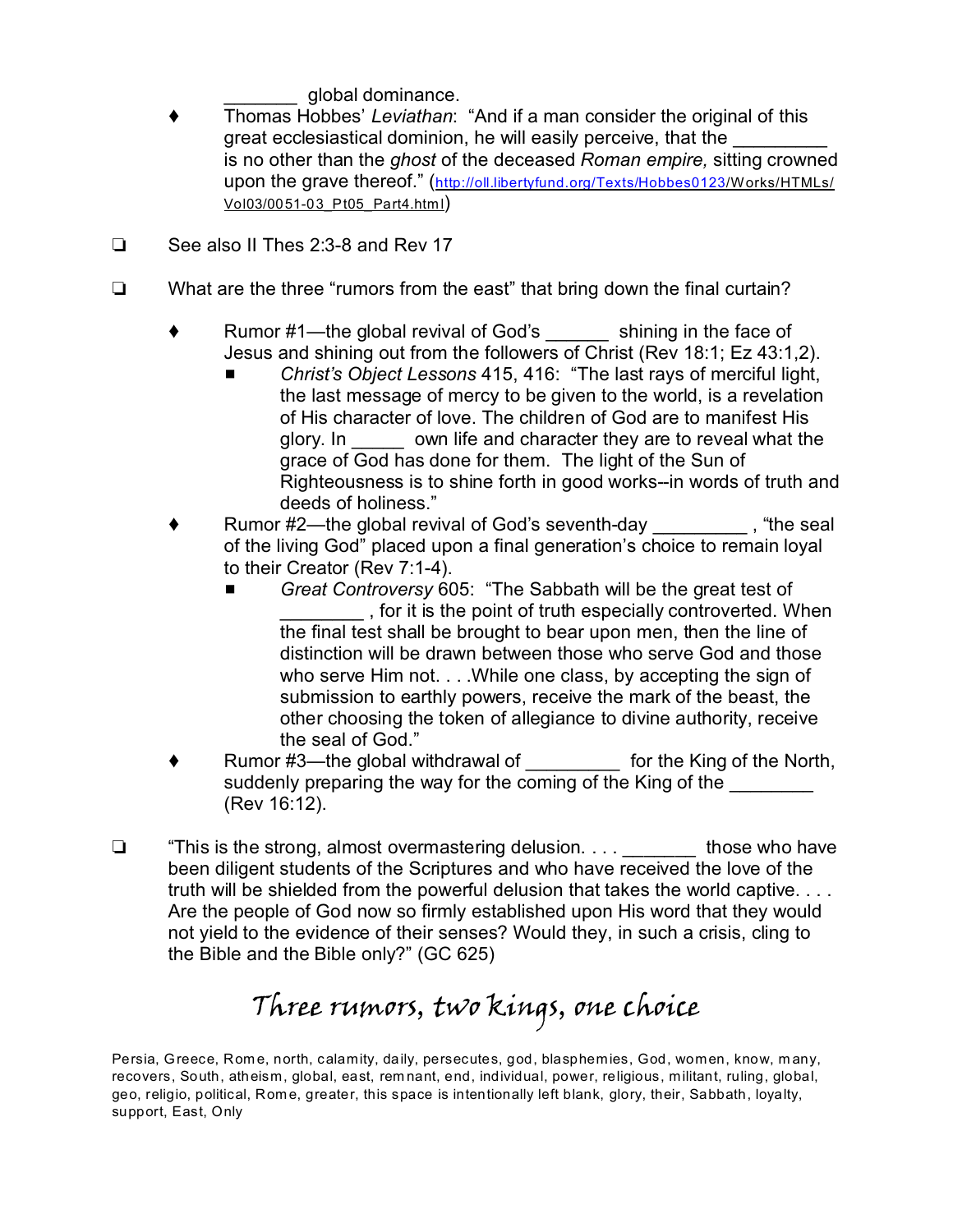_______ global dominance.

- Thomas Hobbes' *Leviathan*: "And if a man consider the original of this great ecclesiastical dominion, he will easily perceive, that the _________ is no other than the *ghost* of the deceased *Roman empire,* sitting crowned upon the grave thereof." (http://oll.libertyfund.org/Texts/Hobbes0123/Works/HTMLs/Vol03/0051-03_Pt05_Part4.html)

- See also II Thes 2:3-8 and Rev 17

- What are the three "rumors from the east" that bring down the final curtain?

  - Rumor #1—the global revival of God's ______ shining in the face of Jesus and shining out from the followers of Christ (Rev 18:1; Ez 43:1,2).
    - *Christ's Object Lessons* 415, 416: "The last rays of merciful light, the last message of mercy to be given to the world, is a revelation of His character of love. The children of God are to manifest His glory. In _____ own life and character they are to reveal what the grace of God has done for them. The light of the Sun of Righteousness is to shine forth in good works--in words of truth and deeds of holiness."
  - Rumor #2—the global revival of God's seventh-day _________ , "the seal of the living God" placed upon a final generation's choice to remain loyal to their Creator (Rev 7:1-4).
    - *Great Controversy* 605: "The Sabbath will be the great test of ________ , for it is the point of truth especially controverted. When the final test shall be brought to bear upon men, then the line of distinction will be drawn between those who serve God and those who serve Him not. . . .While one class, by accepting the sign of submission to earthly powers, receive the mark of the beast, the other choosing the token of allegiance to divine authority, receive the seal of God."
  - Rumor #3—the global withdrawal of _________ for the King of the North, suddenly preparing the way for the coming of the King of the ________ (Rev 16:12).

- "This is the strong, almost overmastering delusion. . . . _______ those who have been diligent students of the Scriptures and who have received the love of the truth will be shielded from the powerful delusion that takes the world captive. . . . Are the people of God now so firmly established upon His word that they would not yield to the evidence of their senses? Would they, in such a crisis, cling to the Bible and the Bible only?" (GC 625)

## *Three rumors, two kings, one choice*

Persia, Greece, Rome, north, calamity, daily, persecutes, god, blasphemies, God, women, know, many, recovers, South, atheism, global, east, remnant, end, individual, power, religious, militant, ruling, global, geo, religio, political, Rome, greater, this space is intentionally left blank, glory, their, Sabbath, loyalty, support, East, Only